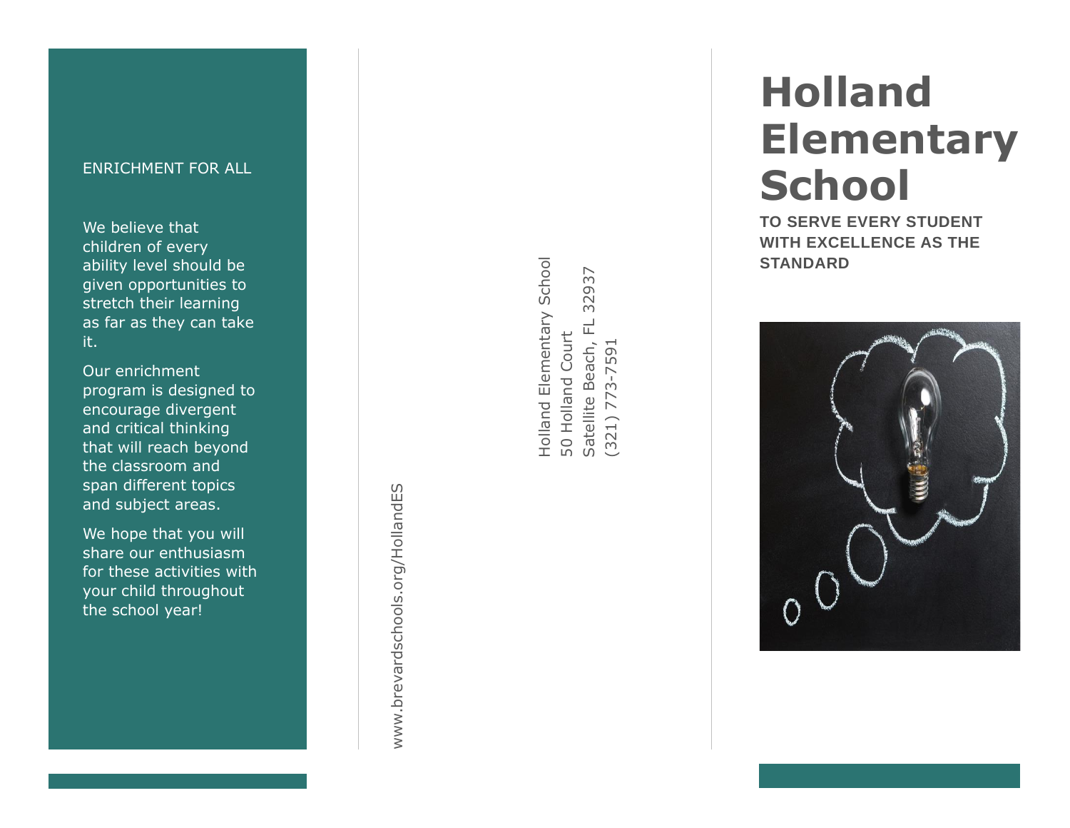# Holland Elementary School

**TO SERVE EVERY STUDENT WITH EXCELLENCE AS THE STANDARD**

Holland Elementary School
50 Holland Court
Satellite Beach, FL 32937
(321) 773-7591

www.brevardschools.org/HollandES

## ENRICHMENT FOR ALL

We believe that children of every ability level should be given opportunities to stretch their learning as far as they can take it.

Our enrichment program is designed to encourage divergent and critical thinking that will reach beyond the classroom and span different topics and subject areas.

We hope that you will share our enthusiasm for these activities with your child throughout the school year!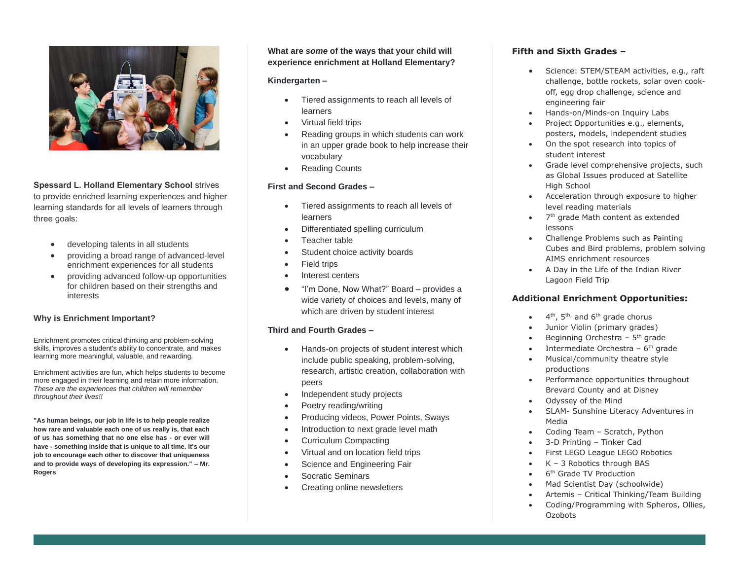**Spessard L. Holland Elementary School** strives to provide enriched learning experiences and higher learning standards for all levels of learners through three goals:

- developing talents in all students
- providing a broad range of advanced-level enrichment experiences for all students
- providing advanced follow-up opportunities for children based on their strengths and interests

### Why is Enrichment Important?

Enrichment promotes critical thinking and problem-solving skills, improves a student's ability to concentrate, and makes learning more meaningful, valuable, and rewarding.

Enrichment activities are fun, which helps students to become more engaged in their learning and retain more information. *These are the experiences that children will remember throughout their lives!!*

**"As human beings, our job in life is to help people realize how rare and valuable each one of us really is, that each of us has something that no one else has - or ever will have - something inside that is unique to all time. It's our job to encourage each other to discover that uniqueness and to provide ways of developing its expression." – Mr. Rogers**

### What are *some* of the ways that your child will experience enrichment at Holland Elementary?

**Kindergarten –**

- Tiered assignments to reach all levels of learners
- Virtual field trips
- Reading groups in which students can work in an upper grade book to help increase their vocabulary
- Reading Counts

**First and Second Grades –**

- Tiered assignments to reach all levels of learners
- Differentiated spelling curriculum
- Teacher table
- Student choice activity boards
- Field trips
- Interest centers
- "I'm Done, Now What?" Board – provides a wide variety of choices and levels, many of which are driven by student interest

**Third and Fourth Grades –**

- Hands-on projects of student interest which include public speaking, problem-solving, research, artistic creation, collaboration with peers
- Independent study projects
- Poetry reading/writing
- Producing videos, Power Points, Sways
- Introduction to next grade level math
- Curriculum Compacting
- Virtual and on location field trips
- Science and Engineering Fair
- Socratic Seminars
- Creating online newsletters

**Fifth and Sixth Grades –**

- Science: STEM/STEAM activities, e.g., raft challenge, bottle rockets, solar oven cook-off, egg drop challenge, science and engineering fair
- Hands-on/Minds-on Inquiry Labs
- Project Opportunities e.g., elements, posters, models, independent studies
- On the spot research into topics of student interest
- Grade level comprehensive projects, such as Global Issues produced at Satellite High School
- Acceleration through exposure to higher level reading materials
- 7th grade Math content as extended lessons
- Challenge Problems such as Painting Cubes and Bird problems, problem solving AIMS enrichment resources
- A Day in the Life of the Indian River Lagoon Field Trip

**Additional Enrichment Opportunities:**

- 4th, 5th, and 6th grade chorus
- Junior Violin (primary grades)
- Beginning Orchestra – 5th grade
- Intermediate Orchestra – 6th grade
- Musical/community theatre style productions
- Performance opportunities throughout Brevard County and at Disney
- Odyssey of the Mind
- SLAM- Sunshine Literacy Adventures in Media
- Coding Team – Scratch, Python
- 3-D Printing – Tinker Cad
- First LEGO League LEGO Robotics
- K – 3 Robotics through BAS
- 6th Grade TV Production
- Mad Scientist Day (schoolwide)
- Artemis – Critical Thinking/Team Building
- Coding/Programming with Spheros, Ollies, Ozobots